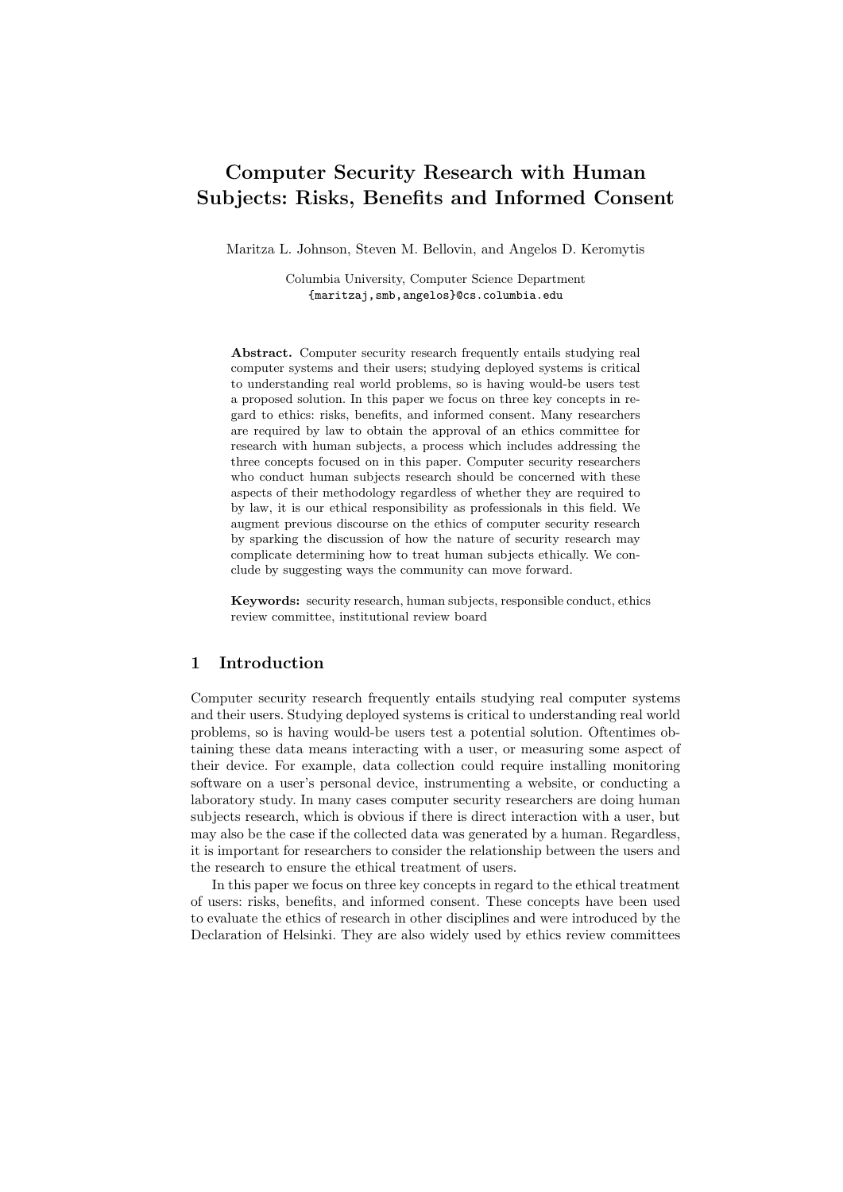# Computer Security Research with Human Subjects: Risks, Benefits and Informed Consent

Maritza L. Johnson, Steven M. Bellovin, and Angelos D. Keromytis

Columbia University, Computer Science Department
{maritzaj,smb,angelos}@cs.columbia.edu

**Abstract.** Computer security research frequently entails studying real computer systems and their users; studying deployed systems is critical to understanding real world problems, so is having would-be users test a proposed solution. In this paper we focus on three key concepts in regard to ethics: risks, benefits, and informed consent. Many researchers are required by law to obtain the approval of an ethics committee for research with human subjects, a process which includes addressing the three concepts focused on in this paper. Computer security researchers who conduct human subjects research should be concerned with these aspects of their methodology regardless of whether they are required to by law, it is our ethical responsibility as professionals in this field. We augment previous discourse on the ethics of computer security research by sparking the discussion of how the nature of security research may complicate determining how to treat human subjects ethically. We conclude by suggesting ways the community can move forward.

**Keywords:** security research, human subjects, responsible conduct, ethics review committee, institutional review board

## 1 Introduction

Computer security research frequently entails studying real computer systems and their users. Studying deployed systems is critical to understanding real world problems, so is having would-be users test a potential solution. Oftentimes obtaining these data means interacting with a user, or measuring some aspect of their device. For example, data collection could require installing monitoring software on a user's personal device, instrumenting a website, or conducting a laboratory study. In many cases computer security researchers are doing human subjects research, which is obvious if there is direct interaction with a user, but may also be the case if the collected data was generated by a human. Regardless, it is important for researchers to consider the relationship between the users and the research to ensure the ethical treatment of users.

In this paper we focus on three key concepts in regard to the ethical treatment of users: risks, benefits, and informed consent. These concepts have been used to evaluate the ethics of research in other disciplines and were introduced by the Declaration of Helsinki. They are also widely used by ethics review committees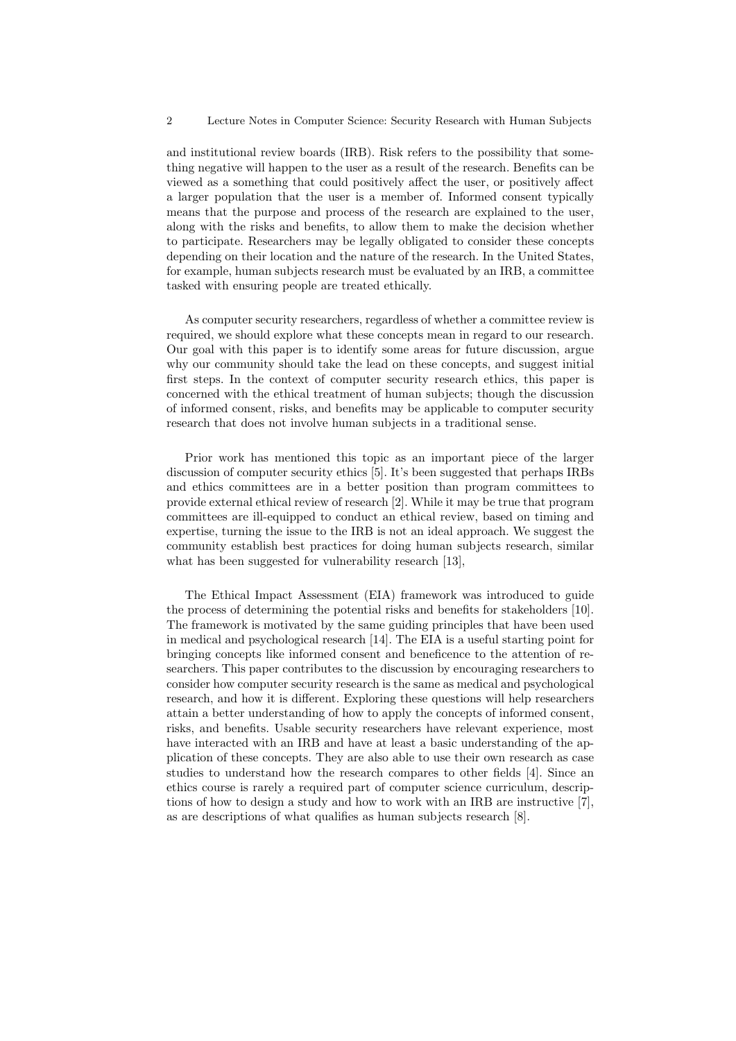and institutional review boards (IRB). Risk refers to the possibility that something negative will happen to the user as a result of the research. Benefits can be viewed as a something that could positively affect the user, or positively affect a larger population that the user is a member of. Informed consent typically means that the purpose and process of the research are explained to the user, along with the risks and benefits, to allow them to make the decision whether to participate. Researchers may be legally obligated to consider these concepts depending on their location and the nature of the research. In the United States, for example, human subjects research must be evaluated by an IRB, a committee tasked with ensuring people are treated ethically.

As computer security researchers, regardless of whether a committee review is required, we should explore what these concepts mean in regard to our research. Our goal with this paper is to identify some areas for future discussion, argue why our community should take the lead on these concepts, and suggest initial first steps. In the context of computer security research ethics, this paper is concerned with the ethical treatment of human subjects; though the discussion of informed consent, risks, and benefits may be applicable to computer security research that does not involve human subjects in a traditional sense.

Prior work has mentioned this topic as an important piece of the larger discussion of computer security ethics [5]. It's been suggested that perhaps IRBs and ethics committees are in a better position than program committees to provide external ethical review of research [2]. While it may be true that program committees are ill-equipped to conduct an ethical review, based on timing and expertise, turning the issue to the IRB is not an ideal approach. We suggest the community establish best practices for doing human subjects research, similar what has been suggested for vulnerability research [13],

The Ethical Impact Assessment (EIA) framework was introduced to guide the process of determining the potential risks and benefits for stakeholders [10]. The framework is motivated by the same guiding principles that have been used in medical and psychological research [14]. The EIA is a useful starting point for bringing concepts like informed consent and beneficence to the attention of researchers. This paper contributes to the discussion by encouraging researchers to consider how computer security research is the same as medical and psychological research, and how it is different. Exploring these questions will help researchers attain a better understanding of how to apply the concepts of informed consent, risks, and benefits. Usable security researchers have relevant experience, most have interacted with an IRB and have at least a basic understanding of the application of these concepts. They are also able to use their own research as case studies to understand how the research compares to other fields [4]. Since an ethics course is rarely a required part of computer science curriculum, descriptions of how to design a study and how to work with an IRB are instructive [7], as are descriptions of what qualifies as human subjects research [8].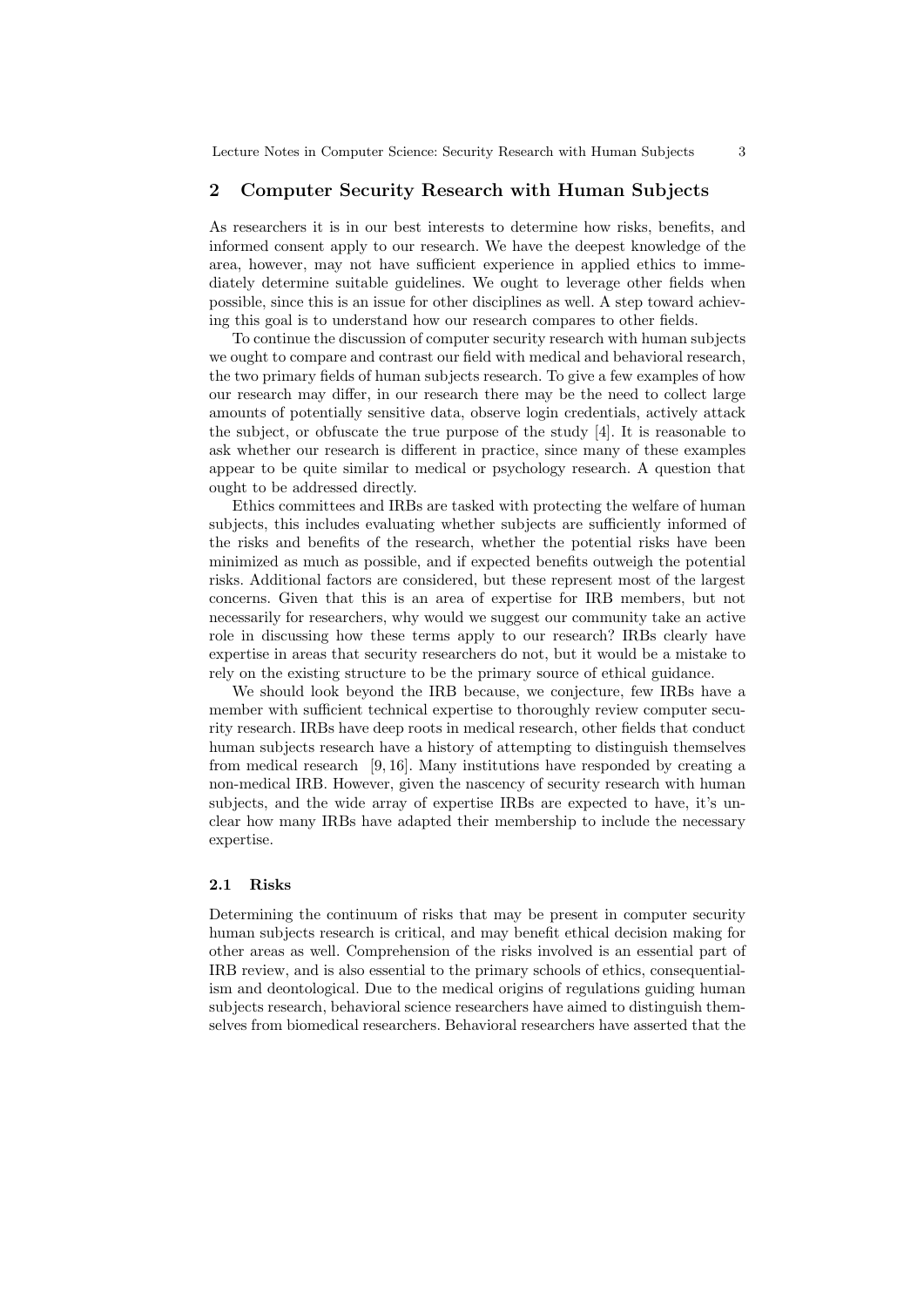## 2 Computer Security Research with Human Subjects

As researchers it is in our best interests to determine how risks, benefits, and informed consent apply to our research. We have the deepest knowledge of the area, however, may not have sufficient experience in applied ethics to immediately determine suitable guidelines. We ought to leverage other fields when possible, since this is an issue for other disciplines as well. A step toward achieving this goal is to understand how our research compares to other fields.

To continue the discussion of computer security research with human subjects we ought to compare and contrast our field with medical and behavioral research, the two primary fields of human subjects research. To give a few examples of how our research may differ, in our research there may be the need to collect large amounts of potentially sensitive data, observe login credentials, actively attack the subject, or obfuscate the true purpose of the study [4]. It is reasonable to ask whether our research is different in practice, since many of these examples appear to be quite similar to medical or psychology research. A question that ought to be addressed directly.

Ethics committees and IRBs are tasked with protecting the welfare of human subjects, this includes evaluating whether subjects are sufficiently informed of the risks and benefits of the research, whether the potential risks have been minimized as much as possible, and if expected benefits outweigh the potential risks. Additional factors are considered, but these represent most of the largest concerns. Given that this is an area of expertise for IRB members, but not necessarily for researchers, why would we suggest our community take an active role in discussing how these terms apply to our research? IRBs clearly have expertise in areas that security researchers do not, but it would be a mistake to rely on the existing structure to be the primary source of ethical guidance.

We should look beyond the IRB because, we conjecture, few IRBs have a member with sufficient technical expertise to thoroughly review computer security research. IRBs have deep roots in medical research, other fields that conduct human subjects research have a history of attempting to distinguish themselves from medical research [9, 16]. Many institutions have responded by creating a non-medical IRB. However, given the nascency of security research with human subjects, and the wide array of expertise IRBs are expected to have, it's unclear how many IRBs have adapted their membership to include the necessary expertise.

### 2.1 Risks

Determining the continuum of risks that may be present in computer security human subjects research is critical, and may benefit ethical decision making for other areas as well. Comprehension of the risks involved is an essential part of IRB review, and is also essential to the primary schools of ethics, consequentialism and deontological. Due to the medical origins of regulations guiding human subjects research, behavioral science researchers have aimed to distinguish themselves from biomedical researchers. Behavioral researchers have asserted that the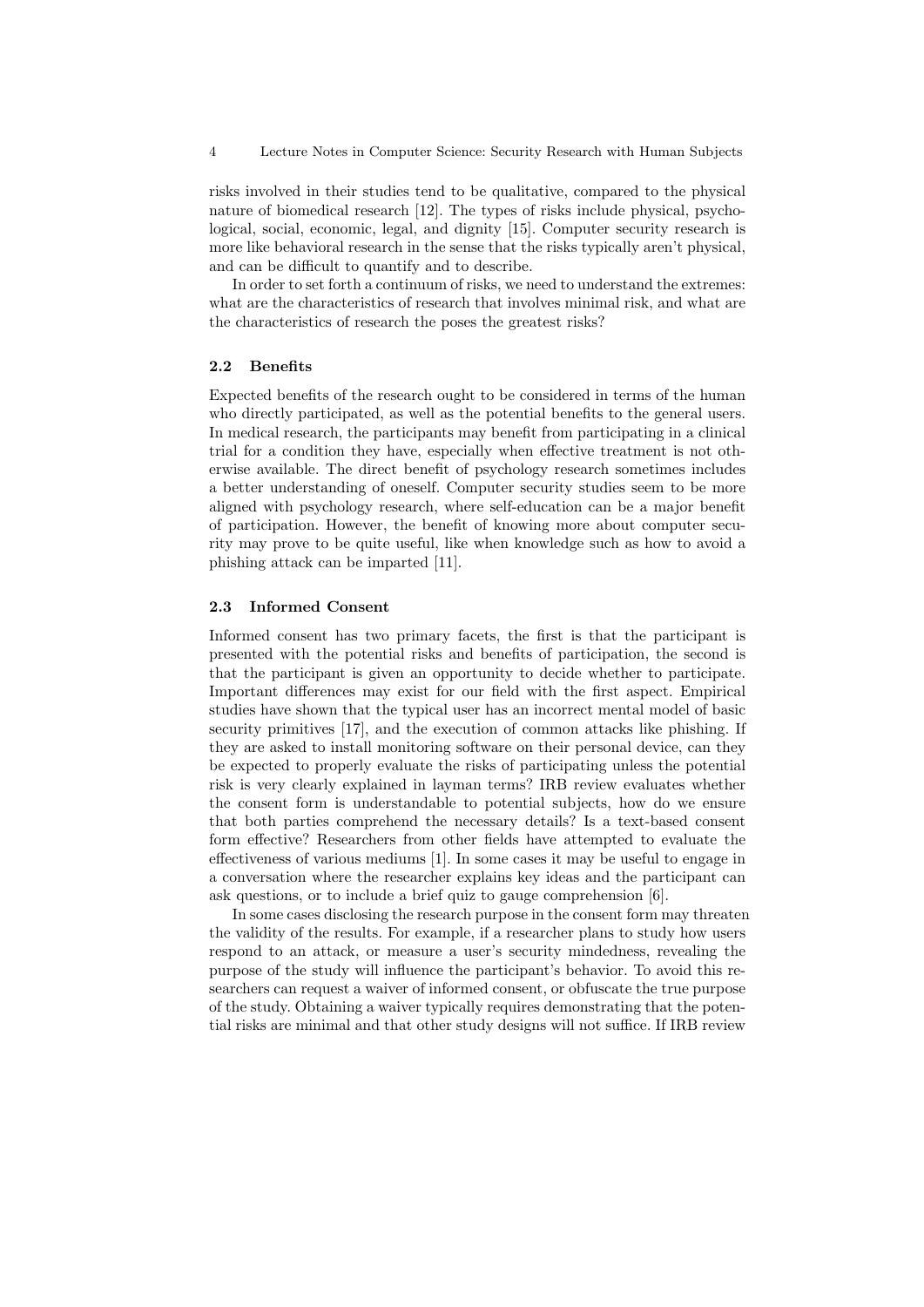risks involved in their studies tend to be qualitative, compared to the physical nature of biomedical research [12]. The types of risks include physical, psychological, social, economic, legal, and dignity [15]. Computer security research is more like behavioral research in the sense that the risks typically aren't physical, and can be difficult to quantify and to describe.

In order to set forth a continuum of risks, we need to understand the extremes: what are the characteristics of research that involves minimal risk, and what are the characteristics of research the poses the greatest risks?

### 2.2 Benefits

Expected benefits of the research ought to be considered in terms of the human who directly participated, as well as the potential benefits to the general users. In medical research, the participants may benefit from participating in a clinical trial for a condition they have, especially when effective treatment is not otherwise available. The direct benefit of psychology research sometimes includes a better understanding of oneself. Computer security studies seem to be more aligned with psychology research, where self-education can be a major benefit of participation. However, the benefit of knowing more about computer security may prove to be quite useful, like when knowledge such as how to avoid a phishing attack can be imparted [11].

### 2.3 Informed Consent

Informed consent has two primary facets, the first is that the participant is presented with the potential risks and benefits of participation, the second is that the participant is given an opportunity to decide whether to participate. Important differences may exist for our field with the first aspect. Empirical studies have shown that the typical user has an incorrect mental model of basic security primitives [17], and the execution of common attacks like phishing. If they are asked to install monitoring software on their personal device, can they be expected to properly evaluate the risks of participating unless the potential risk is very clearly explained in layman terms? IRB review evaluates whether the consent form is understandable to potential subjects, how do we ensure that both parties comprehend the necessary details? Is a text-based consent form effective? Researchers from other fields have attempted to evaluate the effectiveness of various mediums [1]. In some cases it may be useful to engage in a conversation where the researcher explains key ideas and the participant can ask questions, or to include a brief quiz to gauge comprehension [6].

In some cases disclosing the research purpose in the consent form may threaten the validity of the results. For example, if a researcher plans to study how users respond to an attack, or measure a user's security mindedness, revealing the purpose of the study will influence the participant's behavior. To avoid this researchers can request a waiver of informed consent, or obfuscate the true purpose of the study. Obtaining a waiver typically requires demonstrating that the potential risks are minimal and that other study designs will not suffice. If IRB review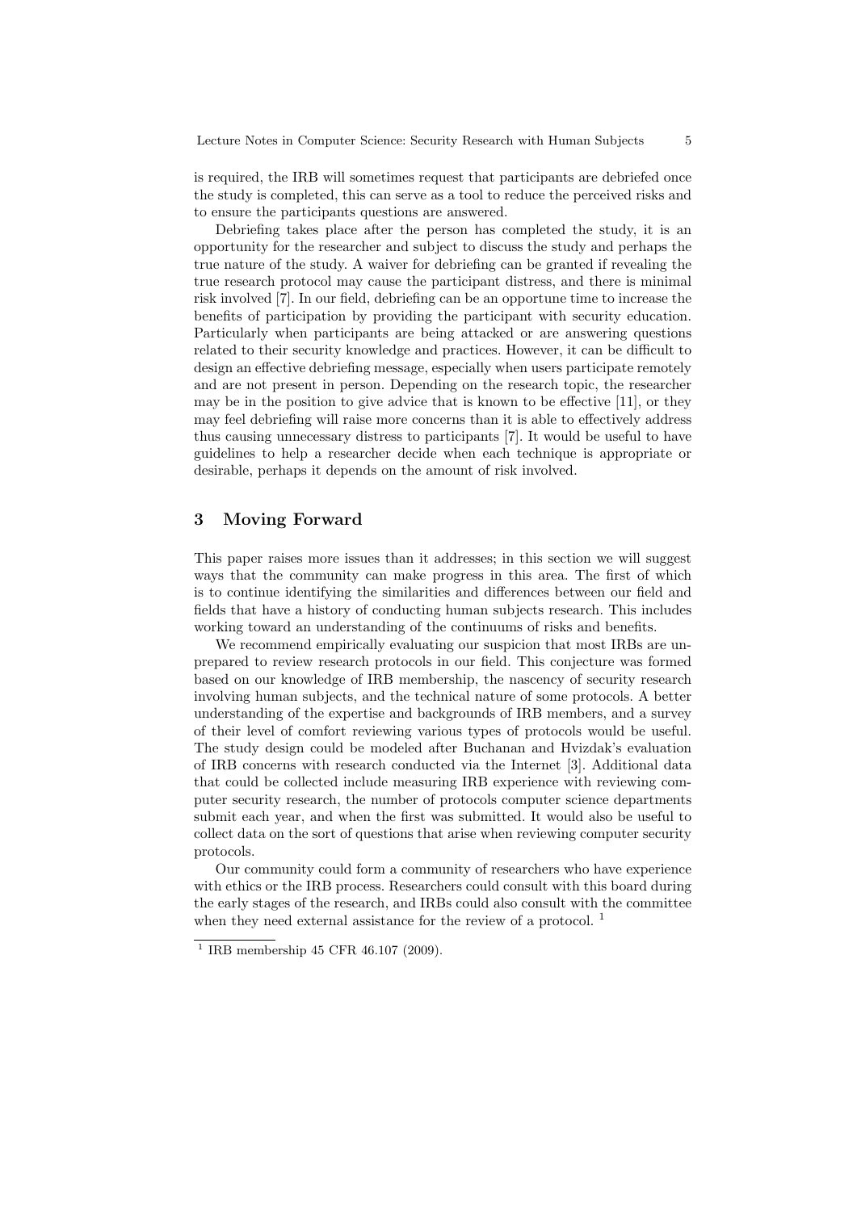is required, the IRB will sometimes request that participants are debriefed once the study is completed, this can serve as a tool to reduce the perceived risks and to ensure the participants questions are answered.

Debriefing takes place after the person has completed the study, it is an opportunity for the researcher and subject to discuss the study and perhaps the true nature of the study. A waiver for debriefing can be granted if revealing the true research protocol may cause the participant distress, and there is minimal risk involved [7]. In our field, debriefing can be an opportune time to increase the benefits of participation by providing the participant with security education. Particularly when participants are being attacked or are answering questions related to their security knowledge and practices. However, it can be difficult to design an effective debriefing message, especially when users participate remotely and are not present in person. Depending on the research topic, the researcher may be in the position to give advice that is known to be effective [11], or they may feel debriefing will raise more concerns than it is able to effectively address thus causing unnecessary distress to participants [7]. It would be useful to have guidelines to help a researcher decide when each technique is appropriate or desirable, perhaps it depends on the amount of risk involved.

## 3 Moving Forward

This paper raises more issues than it addresses; in this section we will suggest ways that the community can make progress in this area. The first of which is to continue identifying the similarities and differences between our field and fields that have a history of conducting human subjects research. This includes working toward an understanding of the continuums of risks and benefits.

We recommend empirically evaluating our suspicion that most IRBs are unprepared to review research protocols in our field. This conjecture was formed based on our knowledge of IRB membership, the nascency of security research involving human subjects, and the technical nature of some protocols. A better understanding of the expertise and backgrounds of IRB members, and a survey of their level of comfort reviewing various types of protocols would be useful. The study design could be modeled after Buchanan and Hvizdak's evaluation of IRB concerns with research conducted via the Internet [3]. Additional data that could be collected include measuring IRB experience with reviewing computer security research, the number of protocols computer science departments submit each year, and when the first was submitted. It would also be useful to collect data on the sort of questions that arise when reviewing computer security protocols.

Our community could form a community of researchers who have experience with ethics or the IRB process. Researchers could consult with this board during the early stages of the research, and IRBs could also consult with the committee when they need external assistance for the review of a protocol. [1]

[1] IRB membership 45 CFR 46.107 (2009).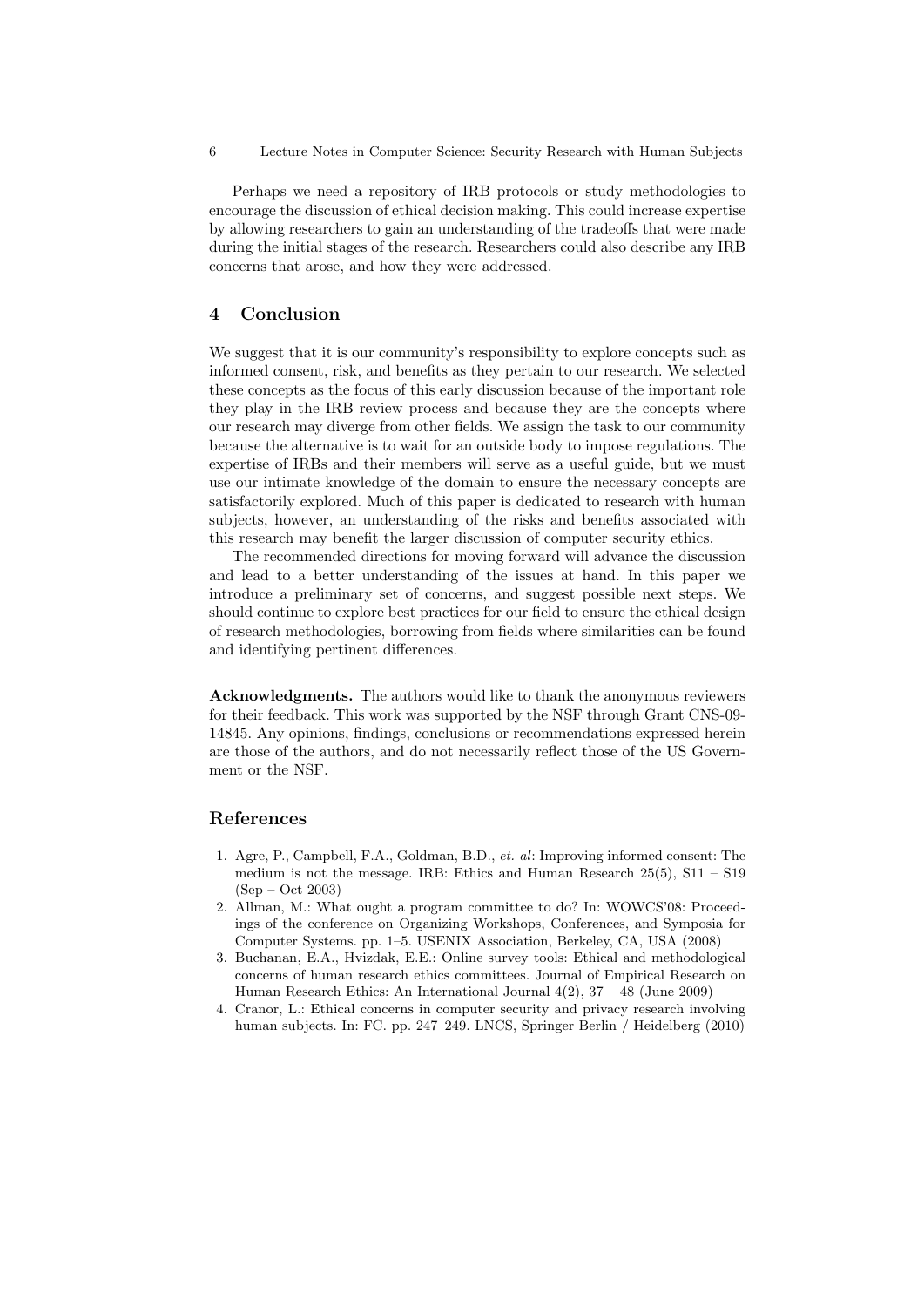Perhaps we need a repository of IRB protocols or study methodologies to encourage the discussion of ethical decision making. This could increase expertise by allowing researchers to gain an understanding of the tradeoffs that were made during the initial stages of the research. Researchers could also describe any IRB concerns that arose, and how they were addressed.

## 4 Conclusion

We suggest that it is our community's responsibility to explore concepts such as informed consent, risk, and benefits as they pertain to our research. We selected these concepts as the focus of this early discussion because of the important role they play in the IRB review process and because they are the concepts where our research may diverge from other fields. We assign the task to our community because the alternative is to wait for an outside body to impose regulations. The expertise of IRBs and their members will serve as a useful guide, but we must use our intimate knowledge of the domain to ensure the necessary concepts are satisfactorily explored. Much of this paper is dedicated to research with human subjects, however, an understanding of the risks and benefits associated with this research may benefit the larger discussion of computer security ethics.

The recommended directions for moving forward will advance the discussion and lead to a better understanding of the issues at hand. In this paper we introduce a preliminary set of concerns, and suggest possible next steps. We should continue to explore best practices for our field to ensure the ethical design of research methodologies, borrowing from fields where similarities can be found and identifying pertinent differences.

**Acknowledgments.** The authors would like to thank the anonymous reviewers for their feedback. This work was supported by the NSF through Grant CNS-09-14845. Any opinions, findings, conclusions or recommendations expressed herein are those of the authors, and do not necessarily reflect those of the US Government or the NSF.

## References

1. Agre, P., Campbell, F.A., Goldman, B.D., *et. al*: Improving informed consent: The medium is not the message. IRB: Ethics and Human Research 25(5), S11 – S19 (Sep – Oct 2003)
2. Allman, M.: What ought a program committee to do? In: WOWCS'08: Proceedings of the conference on Organizing Workshops, Conferences, and Symposia for Computer Systems. pp. 1–5. USENIX Association, Berkeley, CA, USA (2008)
3. Buchanan, E.A., Hvizdak, E.E.: Online survey tools: Ethical and methodological concerns of human research ethics committees. Journal of Empirical Research on Human Research Ethics: An International Journal 4(2), 37 – 48 (June 2009)
4. Cranor, L.: Ethical concerns in computer security and privacy research involving human subjects. In: FC. pp. 247–249. LNCS, Springer Berlin / Heidelberg (2010)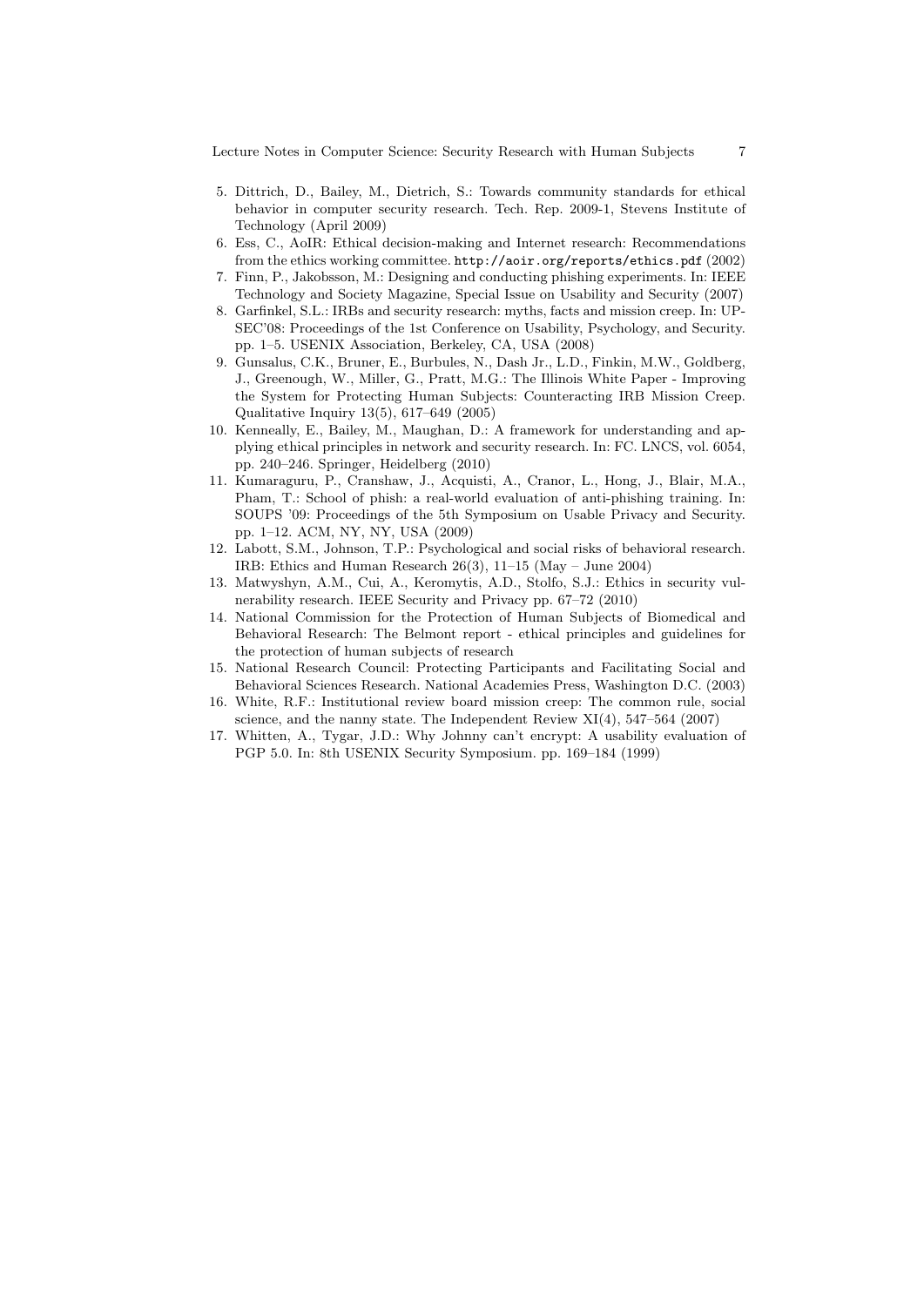5. Dittrich, D., Bailey, M., Dietrich, S.: Towards community standards for ethical behavior in computer security research. Tech. Rep. 2009-1, Stevens Institute of Technology (April 2009)
6. Ess, C., AoIR: Ethical decision-making and Internet research: Recommendations from the ethics working committee. `http://aoir.org/reports/ethics.pdf` (2002)
7. Finn, P., Jakobsson, M.: Designing and conducting phishing experiments. In: IEEE Technology and Society Magazine, Special Issue on Usability and Security (2007)
8. Garfinkel, S.L.: IRBs and security research: myths, facts and mission creep. In: UPSEC'08: Proceedings of the 1st Conference on Usability, Psychology, and Security. pp. 1–5. USENIX Association, Berkeley, CA, USA (2008)
9. Gunsalus, C.K., Bruner, E., Burbules, N., Dash Jr., L.D., Finkin, M.W., Goldberg, J., Greenough, W., Miller, G., Pratt, M.G.: The Illinois White Paper - Improving the System for Protecting Human Subjects: Counteracting IRB Mission Creep. Qualitative Inquiry 13(5), 617–649 (2005)
10. Kenneally, E., Bailey, M., Maughan, D.: A framework for understanding and applying ethical principles in network and security research. In: FC. LNCS, vol. 6054, pp. 240–246. Springer, Heidelberg (2010)
11. Kumaraguru, P., Cranshaw, J., Acquisti, A., Cranor, L., Hong, J., Blair, M.A., Pham, T.: School of phish: a real-world evaluation of anti-phishing training. In: SOUPS '09: Proceedings of the 5th Symposium on Usable Privacy and Security. pp. 1–12. ACM, NY, NY, USA (2009)
12. Labott, S.M., Johnson, T.P.: Psychological and social risks of behavioral research. IRB: Ethics and Human Research 26(3), 11–15 (May – June 2004)
13. Matwyshyn, A.M., Cui, A., Keromytis, A.D., Stolfo, S.J.: Ethics in security vulnerability research. IEEE Security and Privacy pp. 67–72 (2010)
14. National Commission for the Protection of Human Subjects of Biomedical and Behavioral Research: The Belmont report - ethical principles and guidelines for the protection of human subjects of research
15. National Research Council: Protecting Participants and Facilitating Social and Behavioral Sciences Research. National Academies Press, Washington D.C. (2003)
16. White, R.F.: Institutional review board mission creep: The common rule, social science, and the nanny state. The Independent Review XI(4), 547–564 (2007)
17. Whitten, A., Tygar, J.D.: Why Johnny can't encrypt: A usability evaluation of PGP 5.0. In: 8th USENIX Security Symposium. pp. 169–184 (1999)